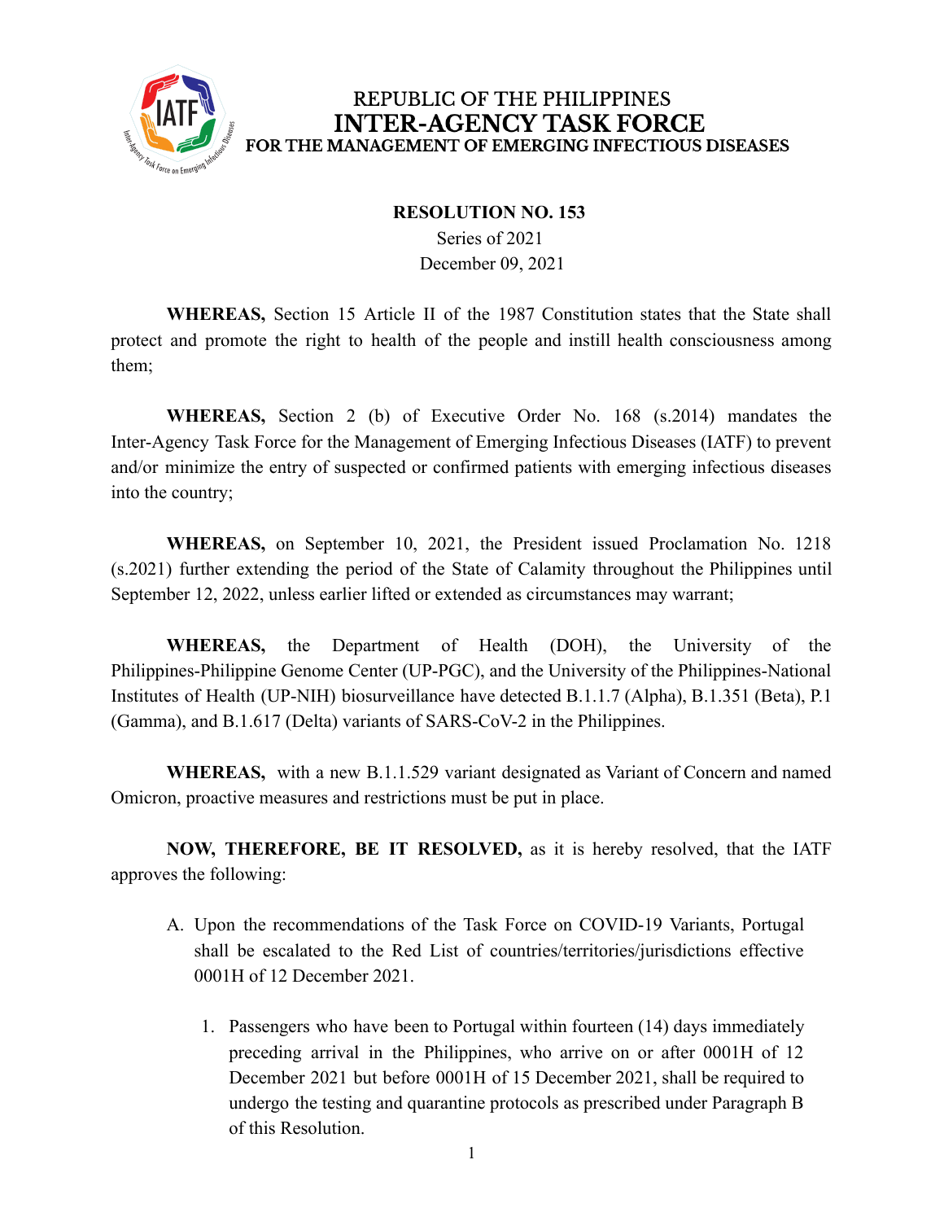REPUBLIC OF THE PHILIPPINES

# INTER-AGENCY TASK FORCE

FOR THE MANAGEMENT OF EMERGING INFECTIOUS DISEASES

**RESOLUTION NO. 153**

Series of 2021

December 09, 2021

**WHEREAS,** Section 15 Article II of the 1987 Constitution states that the State shall protect and promote the right to health of the people and instill health consciousness among them;

**WHEREAS,** Section 2 (b) of Executive Order No. 168 (s.2014) mandates the Inter-Agency Task Force for the Management of Emerging Infectious Diseases (IATF) to prevent and/or minimize the entry of suspected or confirmed patients with emerging infectious diseases into the country;

**WHEREAS,** on September 10, 2021, the President issued Proclamation No. 1218 (s.2021) further extending the period of the State of Calamity throughout the Philippines until September 12, 2022, unless earlier lifted or extended as circumstances may warrant;

**WHEREAS,** the Department of Health (DOH), the University of the Philippines-Philippine Genome Center (UP-PGC), and the University of the Philippines-National Institutes of Health (UP-NIH) biosurveillance have detected B.1.1.7 (Alpha), B.1.351 (Beta), P.1 (Gamma), and B.1.617 (Delta) variants of SARS-CoV-2 in the Philippines.

**WHEREAS,** with a new B.1.1.529 variant designated as Variant of Concern and named Omicron, proactive measures and restrictions must be put in place.

**NOW, THEREFORE, BE IT RESOLVED,** as it is hereby resolved, that the IATF approves the following:

A. Upon the recommendations of the Task Force on COVID-19 Variants, Portugal shall be escalated to the Red List of countries/territories/jurisdictions effective 0001H of 12 December 2021.

   1. Passengers who have been to Portugal within fourteen (14) days immediately preceding arrival in the Philippines, who arrive on or after 0001H of 12 December 2021 but before 0001H of 15 December 2021, shall be required to undergo the testing and quarantine protocols as prescribed under Paragraph B of this Resolution.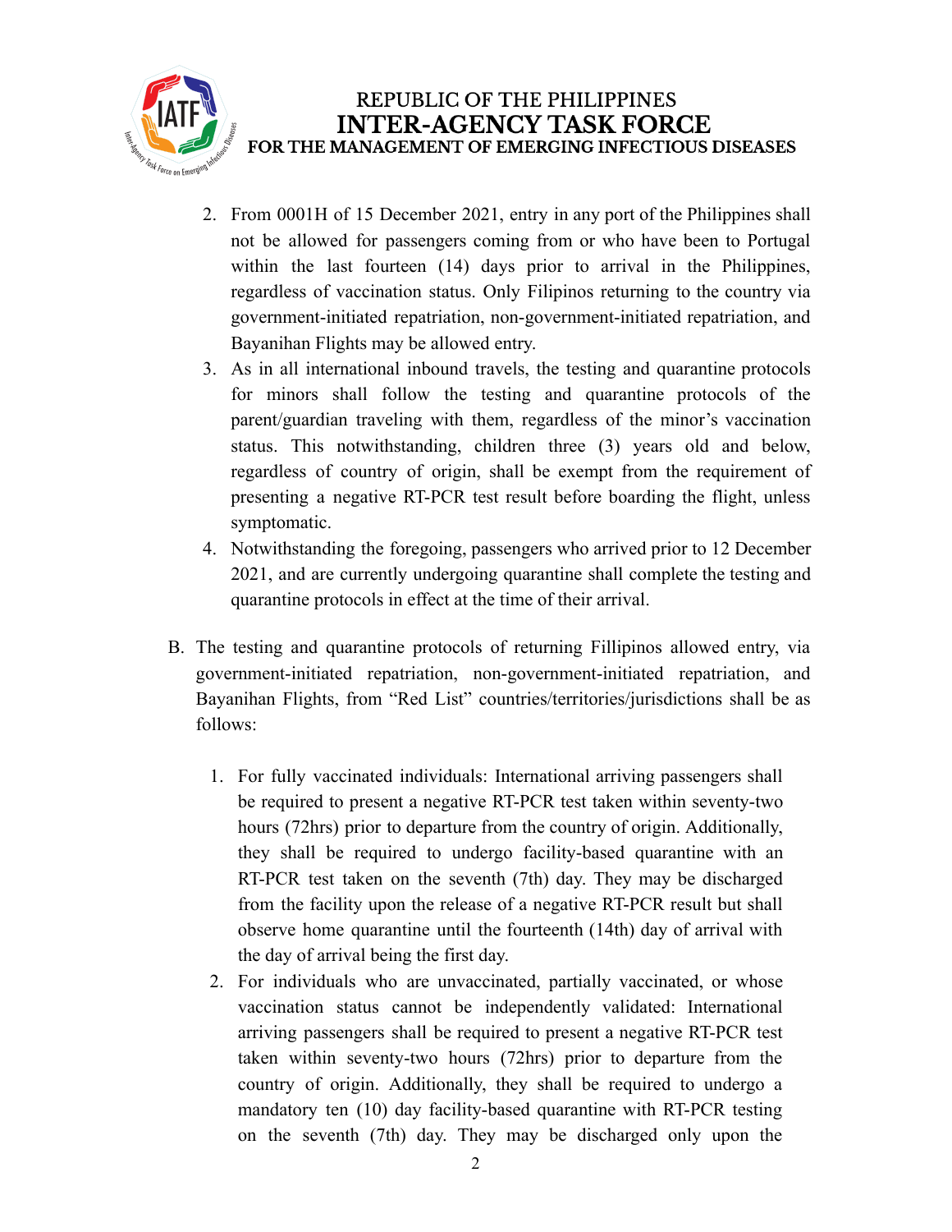2. From 0001H of 15 December 2021, entry in any port of the Philippines shall not be allowed for passengers coming from or who have been to Portugal within the last fourteen (14) days prior to arrival in the Philippines, regardless of vaccination status. Only Filipinos returning to the country via government-initiated repatriation, non-government-initiated repatriation, and Bayanihan Flights may be allowed entry.
3. As in all international inbound travels, the testing and quarantine protocols for minors shall follow the testing and quarantine protocols of the parent/guardian traveling with them, regardless of the minor's vaccination status. This notwithstanding, children three (3) years old and below, regardless of country of origin, shall be exempt from the requirement of presenting a negative RT-PCR test result before boarding the flight, unless symptomatic.
4. Notwithstanding the foregoing, passengers who arrived prior to 12 December 2021, and are currently undergoing quarantine shall complete the testing and quarantine protocols in effect at the time of their arrival.

B. The testing and quarantine protocols of returning Fillipinos allowed entry, via government-initiated repatriation, non-government-initiated repatriation, and Bayanihan Flights, from "Red List" countries/territories/jurisdictions shall be as follows:

1. For fully vaccinated individuals: International arriving passengers shall be required to present a negative RT-PCR test taken within seventy-two hours (72hrs) prior to departure from the country of origin. Additionally, they shall be required to undergo facility-based quarantine with an RT-PCR test taken on the seventh (7th) day. They may be discharged from the facility upon the release of a negative RT-PCR result but shall observe home quarantine until the fourteenth (14th) day of arrival with the day of arrival being the first day.
2. For individuals who are unvaccinated, partially vaccinated, or whose vaccination status cannot be independently validated: International arriving passengers shall be required to present a negative RT-PCR test taken within seventy-two hours (72hrs) prior to departure from the country of origin. Additionally, they shall be required to undergo a mandatory ten (10) day facility-based quarantine with RT-PCR testing on the seventh (7th) day. They may be discharged only upon the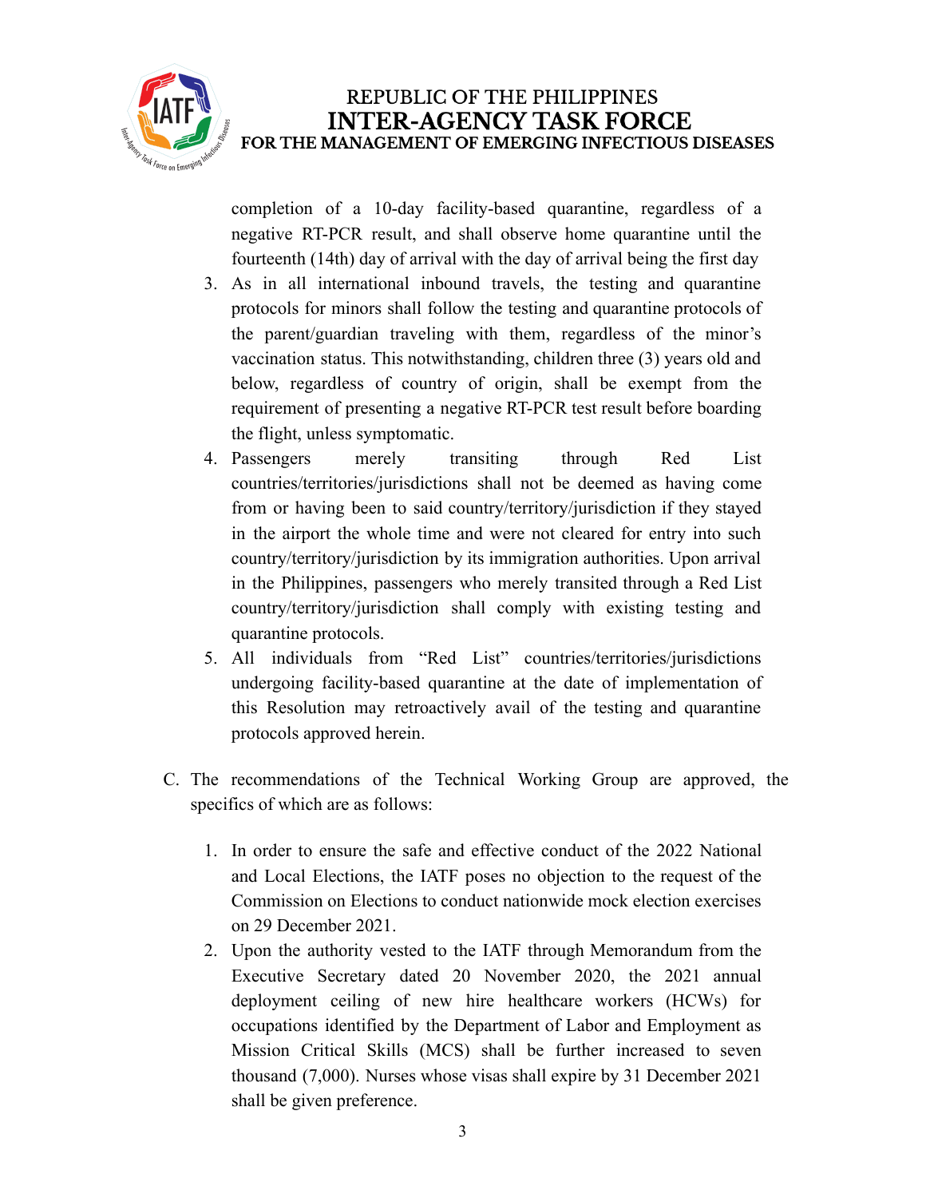completion of a 10-day facility-based quarantine, regardless of a negative RT-PCR result, and shall observe home quarantine until the fourteenth (14th) day of arrival with the day of arrival being the first day

3. As in all international inbound travels, the testing and quarantine protocols for minors shall follow the testing and quarantine protocols of the parent/guardian traveling with them, regardless of the minor's vaccination status. This notwithstanding, children three (3) years old and below, regardless of country of origin, shall be exempt from the requirement of presenting a negative RT-PCR test result before boarding the flight, unless symptomatic.
4. Passengers merely transiting through Red List countries/territories/jurisdictions shall not be deemed as having come from or having been to said country/territory/jurisdiction if they stayed in the airport the whole time and were not cleared for entry into such country/territory/jurisdiction by its immigration authorities. Upon arrival in the Philippines, passengers who merely transited through a Red List country/territory/jurisdiction shall comply with existing testing and quarantine protocols.
5. All individuals from "Red List" countries/territories/jurisdictions undergoing facility-based quarantine at the date of implementation of this Resolution may retroactively avail of the testing and quarantine protocols approved herein.

C. The recommendations of the Technical Working Group are approved, the specifics of which are as follows:

1. In order to ensure the safe and effective conduct of the 2022 National and Local Elections, the IATF poses no objection to the request of the Commission on Elections to conduct nationwide mock election exercises on 29 December 2021.
2. Upon the authority vested to the IATF through Memorandum from the Executive Secretary dated 20 November 2020, the 2021 annual deployment ceiling of new hire healthcare workers (HCWs) for occupations identified by the Department of Labor and Employment as Mission Critical Skills (MCS) shall be further increased to seven thousand (7,000). Nurses whose visas shall expire by 31 December 2021 shall be given preference.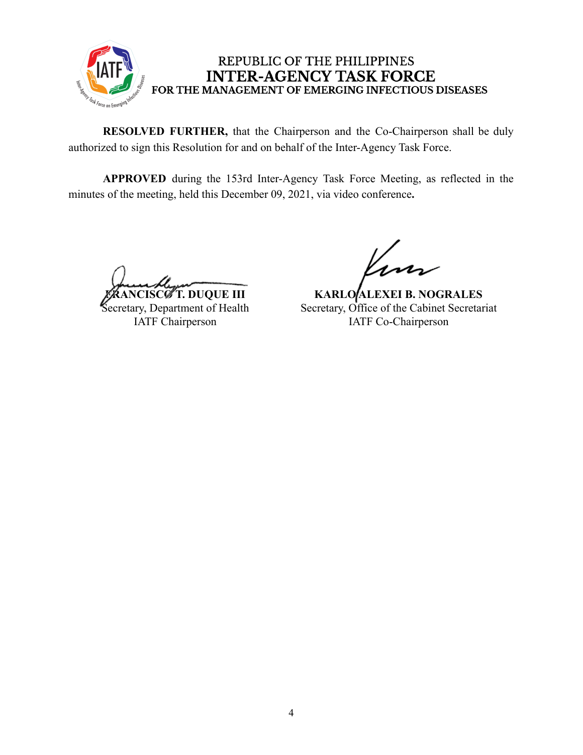**RESOLVED FURTHER,** that the Chairperson and the Co-Chairperson shall be duly authorized to sign this Resolution for and on behalf of the Inter-Agency Task Force.

**APPROVED** during the 153rd Inter-Agency Task Force Meeting, as reflected in the minutes of the meeting, held this December 09, 2021, via video conference**.**

**FRANCISCO T. DUQUE III**
Secretary, Department of Health
IATF Chairperson

**KARLO ALEXEI B. NOGRALES**
Secretary, Office of the Cabinet Secretariat
IATF Co-Chairperson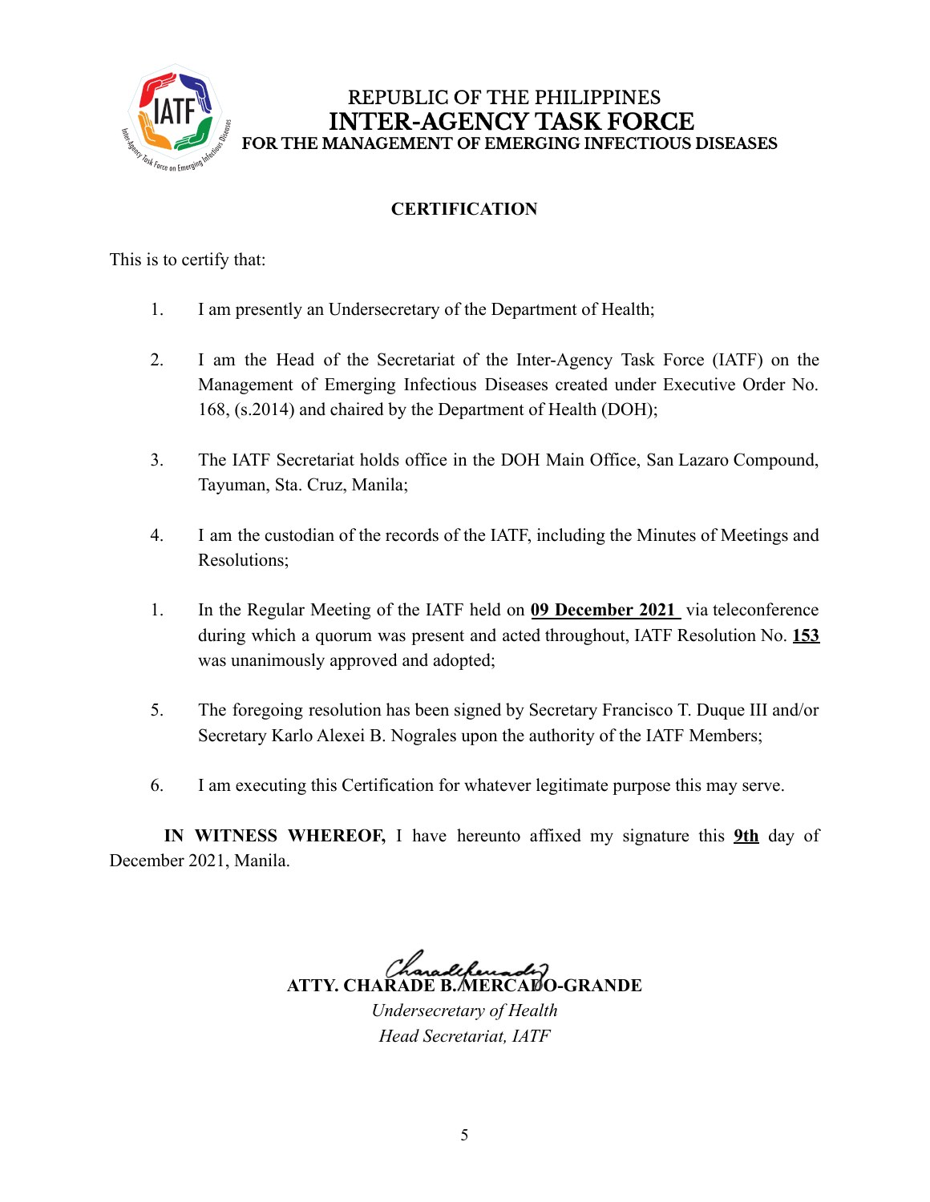REPUBLIC OF THE PHILIPPINES
**INTER-AGENCY TASK FORCE**
**FOR THE MANAGEMENT OF EMERGING INFECTIOUS DISEASES**

## CERTIFICATION

This is to certify that:

1. I am presently an Undersecretary of the Department of Health;

2. I am the Head of the Secretariat of the Inter-Agency Task Force (IATF) on the Management of Emerging Infectious Diseases created under Executive Order No. 168, (s.2014) and chaired by the Department of Health (DOH);

3. The IATF Secretariat holds office in the DOH Main Office, San Lazaro Compound, Tayuman, Sta. Cruz, Manila;

4. I am the custodian of the records of the IATF, including the Minutes of Meetings and Resolutions;

1. In the Regular Meeting of the IATF held on **09 December 2021** via teleconference during which a quorum was present and acted throughout, IATF Resolution No. **153** was unanimously approved and adopted;

5. The foregoing resolution has been signed by Secretary Francisco T. Duque III and/or Secretary Karlo Alexei B. Nograles upon the authority of the IATF Members;

6. I am executing this Certification for whatever legitimate purpose this may serve.

**IN WITNESS WHEREOF,** I have hereunto affixed my signature this **9th** day of December 2021, Manila.

**ATTY. CHARADE B. MERCADO-GRANDE**
*Undersecretary of Health*
*Head Secretariat, IATF*